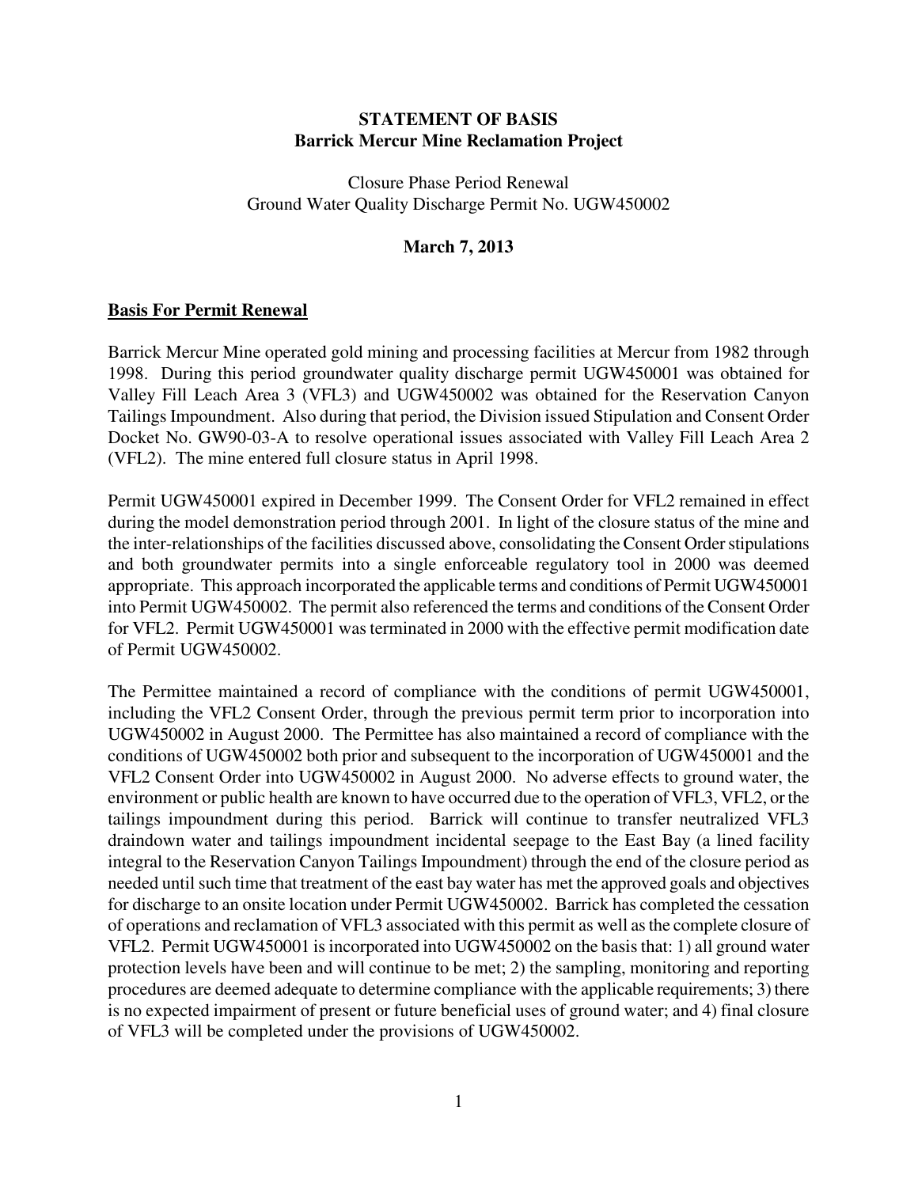**STATEMENT OF BASIS**
**Barrick Mercur Mine Reclamation Project**

Closure Phase Period Renewal
Ground Water Quality Discharge Permit No. UGW450002

**March 7, 2013**

**Basis For Permit Renewal**

Barrick Mercur Mine operated gold mining and processing facilities at Mercur from 1982 through 1998. During this period groundwater quality discharge permit UGW450001 was obtained for Valley Fill Leach Area 3 (VFL3) and UGW450002 was obtained for the Reservation Canyon Tailings Impoundment. Also during that period, the Division issued Stipulation and Consent Order Docket No. GW90-03-A to resolve operational issues associated with Valley Fill Leach Area 2 (VFL2). The mine entered full closure status in April 1998.

Permit UGW450001 expired in December 1999. The Consent Order for VFL2 remained in effect during the model demonstration period through 2001. In light of the closure status of the mine and the inter-relationships of the facilities discussed above, consolidating the Consent Order stipulations and both groundwater permits into a single enforceable regulatory tool in 2000 was deemed appropriate. This approach incorporated the applicable terms and conditions of Permit UGW450001 into Permit UGW450002. The permit also referenced the terms and conditions of the Consent Order for VFL2. Permit UGW450001 was terminated in 2000 with the effective permit modification date of Permit UGW450002.

The Permittee maintained a record of compliance with the conditions of permit UGW450001, including the VFL2 Consent Order, through the previous permit term prior to incorporation into UGW450002 in August 2000. The Permittee has also maintained a record of compliance with the conditions of UGW450002 both prior and subsequent to the incorporation of UGW450001 and the VFL2 Consent Order into UGW450002 in August 2000. No adverse effects to ground water, the environment or public health are known to have occurred due to the operation of VFL3, VFL2, or the tailings impoundment during this period. Barrick will continue to transfer neutralized VFL3 draindown water and tailings impoundment incidental seepage to the East Bay (a lined facility integral to the Reservation Canyon Tailings Impoundment) through the end of the closure period as needed until such time that treatment of the east bay water has met the approved goals and objectives for discharge to an onsite location under Permit UGW450002. Barrick has completed the cessation of operations and reclamation of VFL3 associated with this permit as well as the complete closure of VFL2. Permit UGW450001 is incorporated into UGW450002 on the basis that: 1) all ground water protection levels have been and will continue to be met; 2) the sampling, monitoring and reporting procedures are deemed adequate to determine compliance with the applicable requirements; 3) there is no expected impairment of present or future beneficial uses of ground water; and 4) final closure of VFL3 will be completed under the provisions of UGW450002.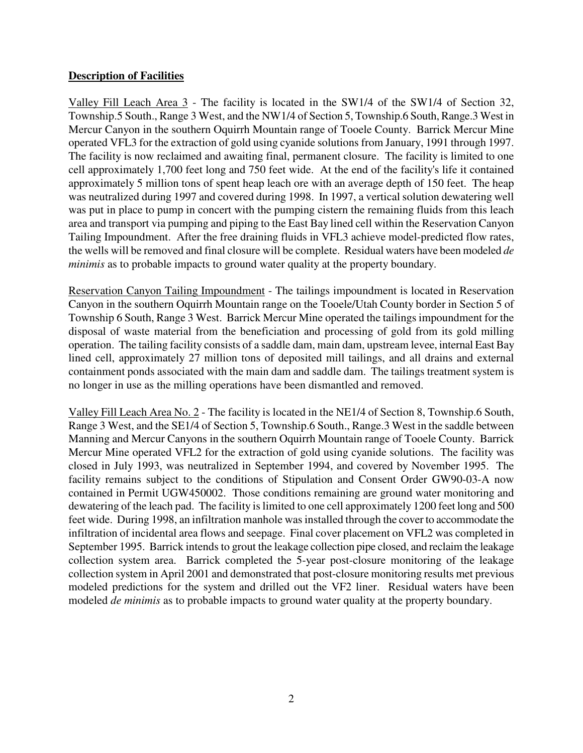**Description of Facilities**

Valley Fill Leach Area 3 - The facility is located in the SW1/4 of the SW1/4 of Section 32, Township.5 South., Range 3 West, and the NW1/4 of Section 5, Township.6 South, Range.3 West in Mercur Canyon in the southern Oquirrh Mountain range of Tooele County. Barrick Mercur Mine operated VFL3 for the extraction of gold using cyanide solutions from January, 1991 through 1997. The facility is now reclaimed and awaiting final, permanent closure. The facility is limited to one cell approximately 1,700 feet long and 750 feet wide. At the end of the facility's life it contained approximately 5 million tons of spent heap leach ore with an average depth of 150 feet. The heap was neutralized during 1997 and covered during 1998. In 1997, a vertical solution dewatering well was put in place to pump in concert with the pumping cistern the remaining fluids from this leach area and transport via pumping and piping to the East Bay lined cell within the Reservation Canyon Tailing Impoundment. After the free draining fluids in VFL3 achieve model-predicted flow rates, the wells will be removed and final closure will be complete. Residual waters have been modeled *de minimis* as to probable impacts to ground water quality at the property boundary.

Reservation Canyon Tailing Impoundment - The tailings impoundment is located in Reservation Canyon in the southern Oquirrh Mountain range on the Tooele/Utah County border in Section 5 of Township 6 South, Range 3 West. Barrick Mercur Mine operated the tailings impoundment for the disposal of waste material from the beneficiation and processing of gold from its gold milling operation. The tailing facility consists of a saddle dam, main dam, upstream levee, internal East Bay lined cell, approximately 27 million tons of deposited mill tailings, and all drains and external containment ponds associated with the main dam and saddle dam. The tailings treatment system is no longer in use as the milling operations have been dismantled and removed.

Valley Fill Leach Area No. 2 - The facility is located in the NE1/4 of Section 8, Township.6 South, Range 3 West, and the SE1/4 of Section 5, Township.6 South., Range.3 West in the saddle between Manning and Mercur Canyons in the southern Oquirrh Mountain range of Tooele County. Barrick Mercur Mine operated VFL2 for the extraction of gold using cyanide solutions. The facility was closed in July 1993, was neutralized in September 1994, and covered by November 1995. The facility remains subject to the conditions of Stipulation and Consent Order GW90-03-A now contained in Permit UGW450002. Those conditions remaining are ground water monitoring and dewatering of the leach pad. The facility is limited to one cell approximately 1200 feet long and 500 feet wide. During 1998, an infiltration manhole was installed through the cover to accommodate the infiltration of incidental area flows and seepage. Final cover placement on VFL2 was completed in September 1995. Barrick intends to grout the leakage collection pipe closed, and reclaim the leakage collection system area. Barrick completed the 5-year post-closure monitoring of the leakage collection system in April 2001 and demonstrated that post-closure monitoring results met previous modeled predictions for the system and drilled out the VF2 liner. Residual waters have been modeled *de minimis* as to probable impacts to ground water quality at the property boundary.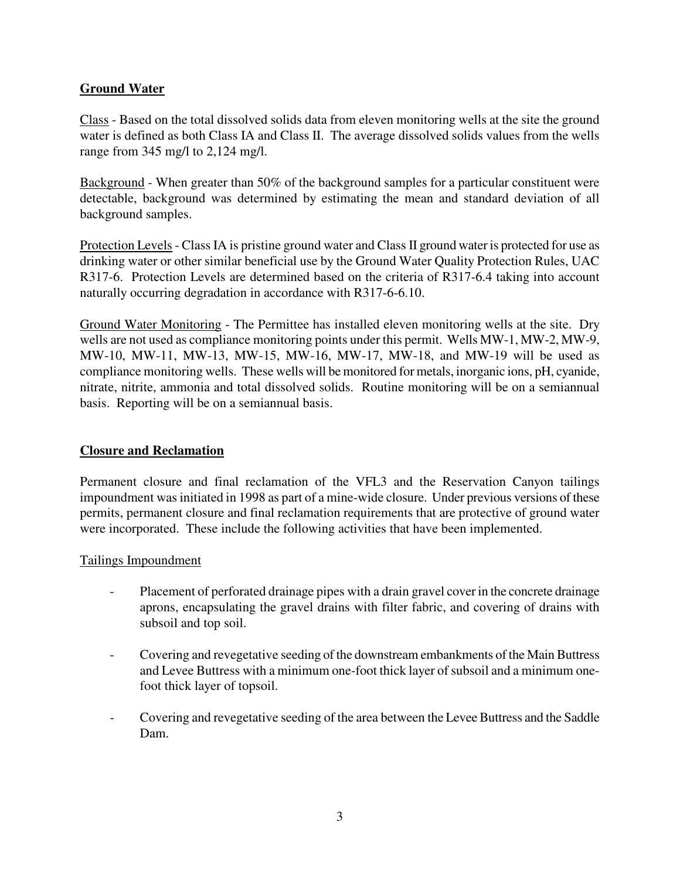## Ground Water

Class - Based on the total dissolved solids data from eleven monitoring wells at the site the ground water is defined as both Class IA and Class II. The average dissolved solids values from the wells range from 345 mg/l to 2,124 mg/l.

Background - When greater than 50% of the background samples for a particular constituent were detectable, background was determined by estimating the mean and standard deviation of all background samples.

Protection Levels - Class IA is pristine ground water and Class II ground water is protected for use as drinking water or other similar beneficial use by the Ground Water Quality Protection Rules, UAC R317-6. Protection Levels are determined based on the criteria of R317-6.4 taking into account naturally occurring degradation in accordance with R317-6-6.10.

Ground Water Monitoring - The Permittee has installed eleven monitoring wells at the site. Dry wells are not used as compliance monitoring points under this permit. Wells MW-1, MW-2, MW-9, MW-10, MW-11, MW-13, MW-15, MW-16, MW-17, MW-18, and MW-19 will be used as compliance monitoring wells. These wells will be monitored for metals, inorganic ions, pH, cyanide, nitrate, nitrite, ammonia and total dissolved solids. Routine monitoring will be on a semiannual basis. Reporting will be on a semiannual basis.

## Closure and Reclamation

Permanent closure and final reclamation of the VFL3 and the Reservation Canyon tailings impoundment was initiated in 1998 as part of a mine-wide closure. Under previous versions of these permits, permanent closure and final reclamation requirements that are protective of ground water were incorporated. These include the following activities that have been implemented.

Tailings Impoundment

- Placement of perforated drainage pipes with a drain gravel cover in the concrete drainage aprons, encapsulating the gravel drains with filter fabric, and covering of drains with subsoil and top soil.
- Covering and revegetative seeding of the downstream embankments of the Main Buttress and Levee Buttress with a minimum one-foot thick layer of subsoil and a minimum one-foot thick layer of topsoil.
- Covering and revegetative seeding of the area between the Levee Buttress and the Saddle Dam.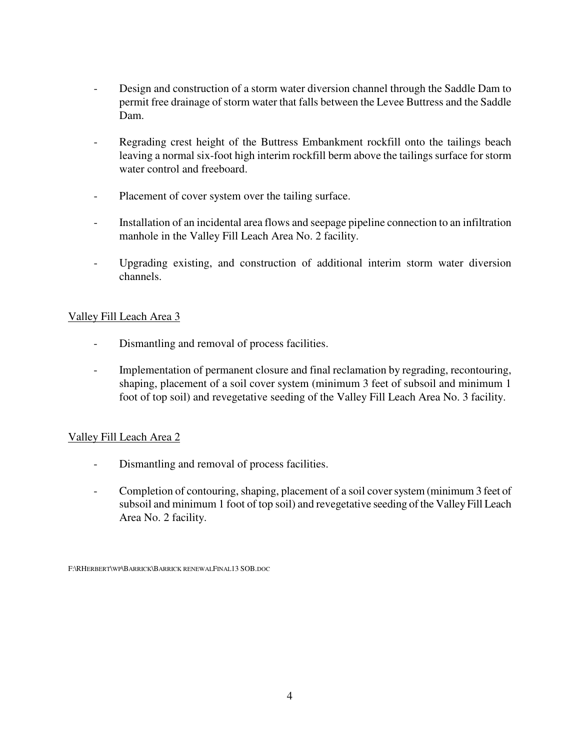- Design and construction of a storm water diversion channel through the Saddle Dam to permit free drainage of storm water that falls between the Levee Buttress and the Saddle Dam.

- Regrading crest height of the Buttress Embankment rockfill onto the tailings beach leaving a normal six-foot high interim rockfill berm above the tailings surface for storm water control and freeboard.

- Placement of cover system over the tailing surface.

- Installation of an incidental area flows and seepage pipeline connection to an infiltration manhole in the Valley Fill Leach Area No. 2 facility.

- Upgrading existing, and construction of additional interim storm water diversion channels.

<u>Valley Fill Leach Area 3</u>

- Dismantling and removal of process facilities.

- Implementation of permanent closure and final reclamation by regrading, recontouring, shaping, placement of a soil cover system (minimum 3 feet of subsoil and minimum 1 foot of top soil) and revegetative seeding of the Valley Fill Leach Area No. 3 facility.

<u>Valley Fill Leach Area 2</u>

- Dismantling and removal of process facilities.

- Completion of contouring, shaping, placement of a soil cover system (minimum 3 feet of subsoil and minimum 1 foot of top soil) and revegetative seeding of the Valley Fill Leach Area No. 2 facility.

F:\RHERBERT\WP\BARRICK\BARRICK RENEWALFINAL13 SOB.DOC